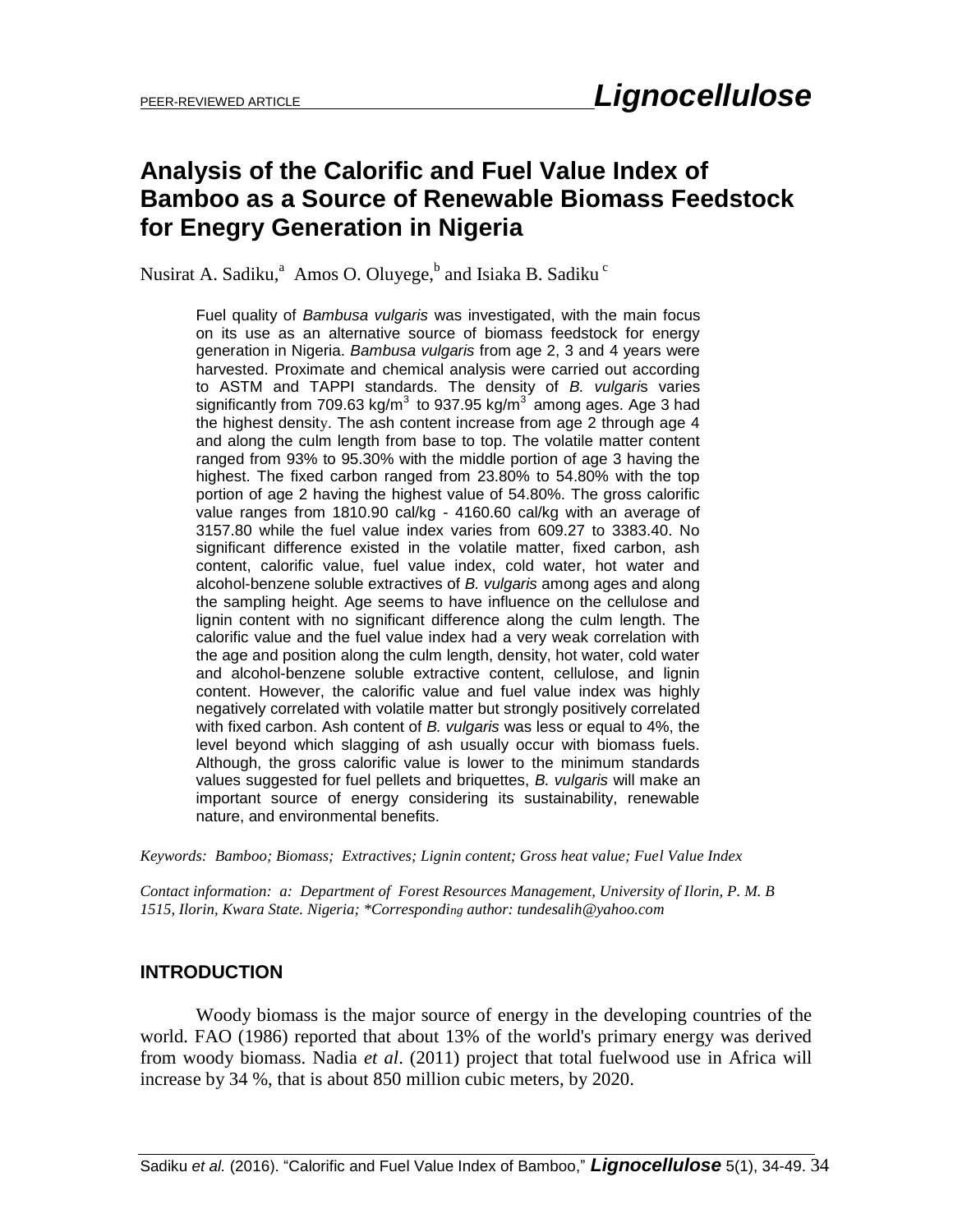PEER-REVIEWED ARTICLE **Lignocellulose**

# Analysis of the Calorific and Fuel Value Index of Bamboo as a Source of Renewable Biomass Feedstock for Enegry Generation in Nigeria

Nusirat A. Sadiku,[a] Amos O. Oluyege,[b] and Isiaka B. Sadiku [c]

Fuel quality of *Bambusa vulgaris* was investigated, with the main focus on its use as an alternative source of biomass feedstock for energy generation in Nigeria. *Bambusa vulgaris* from age 2, 3 and 4 years were harvested. Proximate and chemical analysis were carried out according to ASTM and TAPPI standards. The density of *B. vulgaris* varies significantly from 709.63 kg/m$^3$ to 937.95 kg/m$^3$ among ages. Age 3 had the highest density. The ash content increase from age 2 through age 4 and along the culm length from base to top. The volatile matter content ranged from 93% to 95.30% with the middle portion of age 3 having the highest. The fixed carbon ranged from 23.80% to 54.80% with the top portion of age 2 having the highest value of 54.80%. The gross calorific value ranges from 1810.90 cal/kg - 4160.60 cal/kg with an average of 3157.80 while the fuel value index varies from 609.27 to 3383.40. No significant difference existed in the volatile matter, fixed carbon, ash content, calorific value, fuel value index, cold water, hot water and alcohol-benzene soluble extractives of *B. vulgaris* among ages and along the sampling height. Age seems to have influence on the cellulose and lignin content with no significant difference along the culm length. The calorific value and the fuel value index had a very weak correlation with the age and position along the culm length, density, hot water, cold water and alcohol-benzene soluble extractive content, cellulose, and lignin content. However, the calorific value and fuel value index was highly negatively correlated with volatile matter but strongly positively correlated with fixed carbon. Ash content of *B. vulgaris* was less or equal to 4%, the level beyond which slagging of ash usually occur with biomass fuels. Although, the gross calorific value is lower to the minimum standards values suggested for fuel pellets and briquettes, *B. vulgaris* will make an important source of energy considering its sustainability, renewable nature, and environmental benefits.

*Keywords: Bamboo; Biomass; Extractives; Lignin content; Gross heat value; Fuel Value Index*

*Contact information: a: Department of Forest Resources Management, University of Ilorin, P. M. B 1515, Ilorin, Kwara State. Nigeria; \*Corresponding author: tundesalih@yahoo.com*

## INTRODUCTION

Woody biomass is the major source of energy in the developing countries of the world. FAO (1986) reported that about 13% of the world's primary energy was derived from woody biomass. Nadia *et al*. (2011) project that total fuelwood use in Africa will increase by 34 %, that is about 850 million cubic meters, by 2020.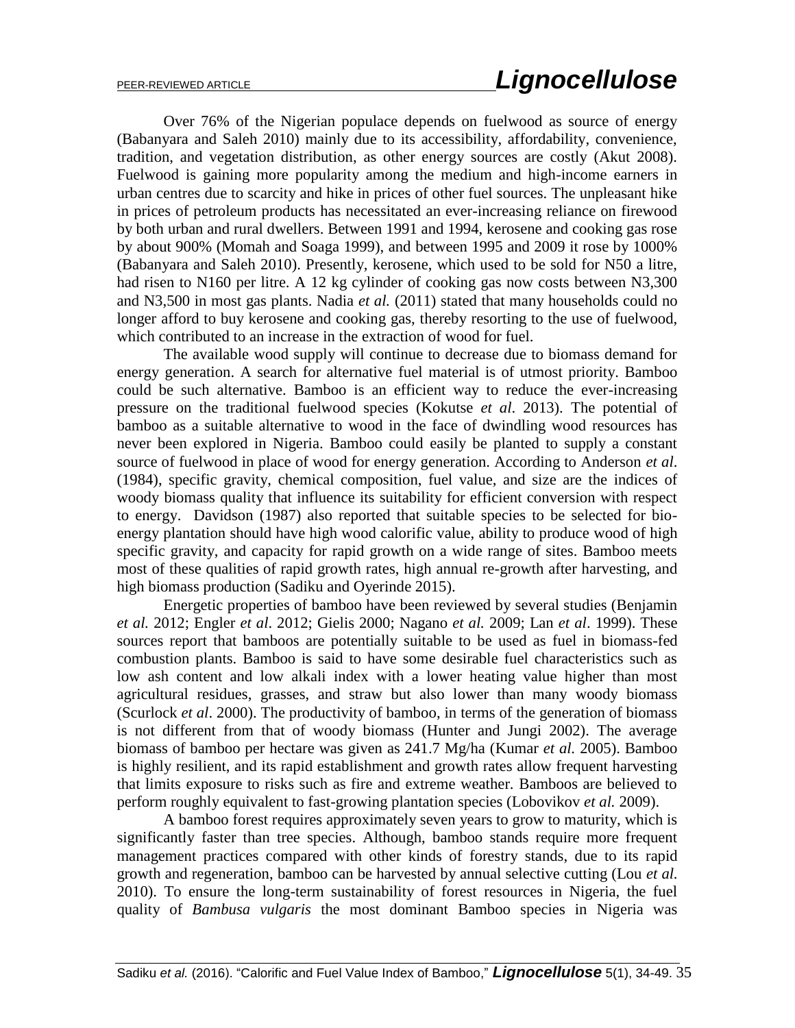Over 76% of the Nigerian populace depends on fuelwood as source of energy (Babanyara and Saleh 2010) mainly due to its accessibility, affordability, convenience, tradition, and vegetation distribution, as other energy sources are costly (Akut 2008). Fuelwood is gaining more popularity among the medium and high-income earners in urban centres due to scarcity and hike in prices of other fuel sources. The unpleasant hike in prices of petroleum products has necessitated an ever-increasing reliance on firewood by both urban and rural dwellers. Between 1991 and 1994, kerosene and cooking gas rose by about 900% (Momah and Soaga 1999), and between 1995 and 2009 it rose by 1000% (Babanyara and Saleh 2010). Presently, kerosene, which used to be sold for N50 a litre, had risen to N160 per litre. A 12 kg cylinder of cooking gas now costs between N3,300 and N3,500 in most gas plants. Nadia *et al.* (2011) stated that many households could no longer afford to buy kerosene and cooking gas, thereby resorting to the use of fuelwood, which contributed to an increase in the extraction of wood for fuel.

The available wood supply will continue to decrease due to biomass demand for energy generation. A search for alternative fuel material is of utmost priority. Bamboo could be such alternative. Bamboo is an efficient way to reduce the ever-increasing pressure on the traditional fuelwood species (Kokutse *et al*. 2013). The potential of bamboo as a suitable alternative to wood in the face of dwindling wood resources has never been explored in Nigeria. Bamboo could easily be planted to supply a constant source of fuelwood in place of wood for energy generation. According to Anderson *et al*. (1984), specific gravity, chemical composition, fuel value, and size are the indices of woody biomass quality that influence its suitability for efficient conversion with respect to energy. Davidson (1987) also reported that suitable species to be selected for bio-energy plantation should have high wood calorific value, ability to produce wood of high specific gravity, and capacity for rapid growth on a wide range of sites. Bamboo meets most of these qualities of rapid growth rates, high annual re-growth after harvesting, and high biomass production (Sadiku and Oyerinde 2015).

Energetic properties of bamboo have been reviewed by several studies (Benjamin *et al.* 2012; Engler *et al*. 2012; Gielis 2000; Nagano *et al.* 2009; Lan *et al*. 1999). These sources report that bamboos are potentially suitable to be used as fuel in biomass-fed combustion plants. Bamboo is said to have some desirable fuel characteristics such as low ash content and low alkali index with a lower heating value higher than most agricultural residues, grasses, and straw but also lower than many woody biomass (Scurlock *et al*. 2000). The productivity of bamboo, in terms of the generation of biomass is not different from that of woody biomass (Hunter and Jungi 2002). The average biomass of bamboo per hectare was given as 241.7 Mg/ha (Kumar *et al.* 2005). Bamboo is highly resilient, and its rapid establishment and growth rates allow frequent harvesting that limits exposure to risks such as fire and extreme weather. Bamboos are believed to perform roughly equivalent to fast-growing plantation species (Lobovikov *et al.* 2009).

A bamboo forest requires approximately seven years to grow to maturity, which is significantly faster than tree species. Although, bamboo stands require more frequent management practices compared with other kinds of forestry stands, due to its rapid growth and regeneration, bamboo can be harvested by annual selective cutting (Lou *et al.* 2010). To ensure the long-term sustainability of forest resources in Nigeria, the fuel quality of *Bambusa vulgaris* the most dominant Bamboo species in Nigeria was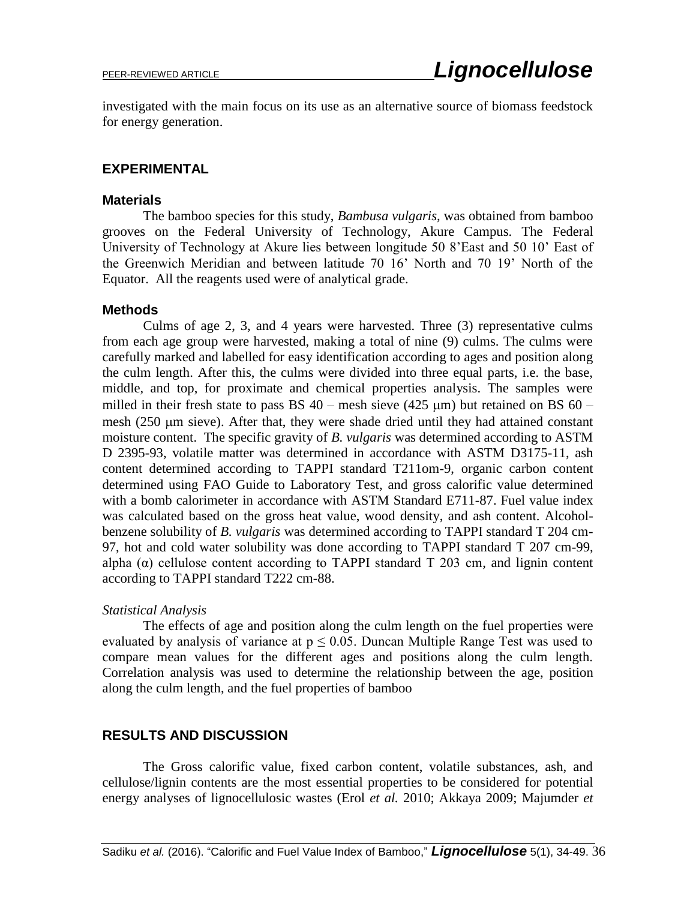investigated with the main focus on its use as an alternative source of biomass feedstock for energy generation.

## EXPERIMENTAL

### Materials

The bamboo species for this study, *Bambusa vulgaris,* was obtained from bamboo grooves on the Federal University of Technology, Akure Campus. The Federal University of Technology at Akure lies between longitude 50 8'East and 50 10' East of the Greenwich Meridian and between latitude 70 16' North and 70 19' North of the Equator. All the reagents used were of analytical grade.

### Methods

Culms of age 2, 3, and 4 years were harvested. Three (3) representative culms from each age group were harvested, making a total of nine (9) culms. The culms were carefully marked and labelled for easy identification according to ages and position along the culm length. After this, the culms were divided into three equal parts, i.e. the base, middle, and top, for proximate and chemical properties analysis. The samples were milled in their fresh state to pass BS 40 – mesh sieve (425 μm) but retained on BS 60 – mesh (250 μm sieve). After that, they were shade dried until they had attained constant moisture content. The specific gravity of *B. vulgaris* was determined according to ASTM D 2395-93, volatile matter was determined in accordance with ASTM D3175-11, ash content determined according to TAPPI standard T211om-9, organic carbon content determined using FAO Guide to Laboratory Test, and gross calorific value determined with a bomb calorimeter in accordance with ASTM Standard E711-87. Fuel value index was calculated based on the gross heat value, wood density, and ash content. Alcohol-benzene solubility of *B. vulgaris* was determined according to TAPPI standard T 204 cm-97, hot and cold water solubility was done according to TAPPI standard T 207 cm-99, alpha (α) cellulose content according to TAPPI standard T 203 cm, and lignin content according to TAPPI standard T222 cm-88.

*Statistical Analysis*

The effects of age and position along the culm length on the fuel properties were evaluated by analysis of variance at $p \leq 0.05$. Duncan Multiple Range Test was used to compare mean values for the different ages and positions along the culm length. Correlation analysis was used to determine the relationship between the age, position along the culm length, and the fuel properties of bamboo

## RESULTS AND DISCUSSION

The Gross calorific value, fixed carbon content, volatile substances, ash, and cellulose/lignin contents are the most essential properties to be considered for potential energy analyses of lignocellulosic wastes (Erol *et al.* 2010; Akkaya 2009; Majumder *et*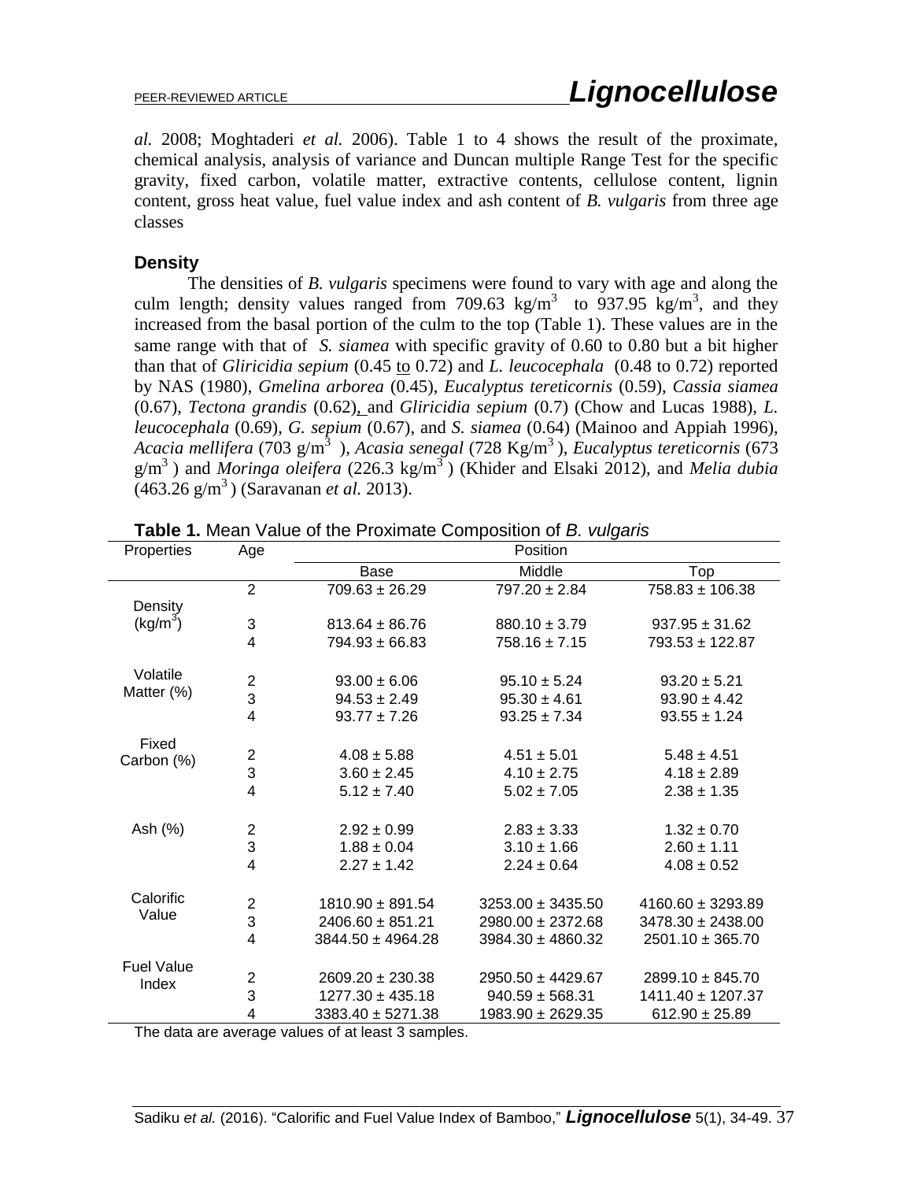*al.* 2008; Moghtaderi *et al.* 2006). Table 1 to 4 shows the result of the proximate, chemical analysis, analysis of variance and Duncan multiple Range Test for the specific gravity, fixed carbon, volatile matter, extractive contents, cellulose content, lignin content, gross heat value, fuel value index and ash content of *B. vulgaris* from three age classes

### Density

The densities of *B. vulgaris* specimens were found to vary with age and along the culm length; density values ranged from 709.63 kg/m$^3$ to 937.95 kg/m$^3$, and they increased from the basal portion of the culm to the top (Table 1). These values are in the same range with that of *S. siamea* with specific gravity of 0.60 to 0.80 but a bit higher than that of *Gliricidia sepium* (0.45 to 0.72) and *L. leucocephala* (0.48 to 0.72) reported by NAS (1980), *Gmelina arborea* (0.45), *Eucalyptus tereticornis* (0.59), *Cassia siamea* (0.67), *Tectona grandis* (0.62), and *Gliricidia sepium* (0.7) (Chow and Lucas 1988), *L. leucocephala* (0.69), *G. sepium* (0.67), and *S. siamea* (0.64) (Mainoo and Appiah 1996), *Acacia mellifera* (703 g/m$^3$ ), *Acasia senegal* (728 Kg/m$^3$ ), *Eucalyptus tereticornis* (673 g/m$^3$ ) and *Moringa oleifera* (226.3 kg/m$^3$ ) (Khider and Elsaki 2012), and *Melia dubia* (463.26 g/m$^3$ ) (Saravanan *et al.* 2013).

**Table 1.** Mean Value of the Proximate Composition of *B. vulgaris*

| Properties | Age | Position | | |
|---|---|---|---|---|
| | | Base | Middle | Top |
| Density (kg/m$^3$) | 2 | 709.63 ± 26.29 | 797.20 ± 2.84 | 758.83 ± 106.38 |
| | 3 | 813.64 ± 86.76 | 880.10 ± 3.79 | 937.95 ± 31.62 |
| | 4 | 794.93 ± 66.83 | 758.16 ± 7.15 | 793.53 ± 122.87 |
| Volatile Matter (%) | 2 | 93.00 ± 6.06 | 95.10 ± 5.24 | 93.20 ± 5.21 |
| | 3 | 94.53 ± 2.49 | 95.30 ± 4.61 | 93.90 ± 4.42 |
| | 4 | 93.77 ± 7.26 | 93.25 ± 7.34 | 93.55 ± 1.24 |
| Fixed Carbon (%) | 2 | 4.08 ± 5.88 | 4.51 ± 5.01 | 5.48 ± 4.51 |
| | 3 | 3.60 ± 2.45 | 4.10 ± 2.75 | 4.18 ± 2.89 |
| | 4 | 5.12 ± 7.40 | 5.02 ± 7.05 | 2.38 ± 1.35 |
| Ash (%) | 2 | 2.92 ± 0.99 | 2.83 ± 3.33 | 1.32 ± 0.70 |
| | 3 | 1.88 ± 0.04 | 3.10 ± 1.66 | 2.60 ± 1.11 |
| | 4 | 2.27 ± 1.42 | 2.24 ± 0.64 | 4.08 ± 0.52 |
| Calorific Value | 2 | 1810.90 ± 891.54 | 3253.00 ± 3435.50 | 4160.60 ± 3293.89 |
| | 3 | 2406.60 ± 851.21 | 2980.00 ± 2372.68 | 3478.30 ± 2438.00 |
| | 4 | 3844.50 ± 4964.28 | 3984.30 ± 4860.32 | 2501.10 ± 365.70 |
| Fuel Value Index | 2 | 2609.20 ± 230.38 | 2950.50 ± 4429.67 | 2899.10 ± 845.70 |
| | 3 | 1277.30 ± 435.18 | 940.59 ± 568.31 | 1411.40 ± 1207.37 |
| | 4 | 3383.40 ± 5271.38 | 1983.90 ± 2629.35 | 612.90 ± 25.89 |

The data are average values of at least 3 samples.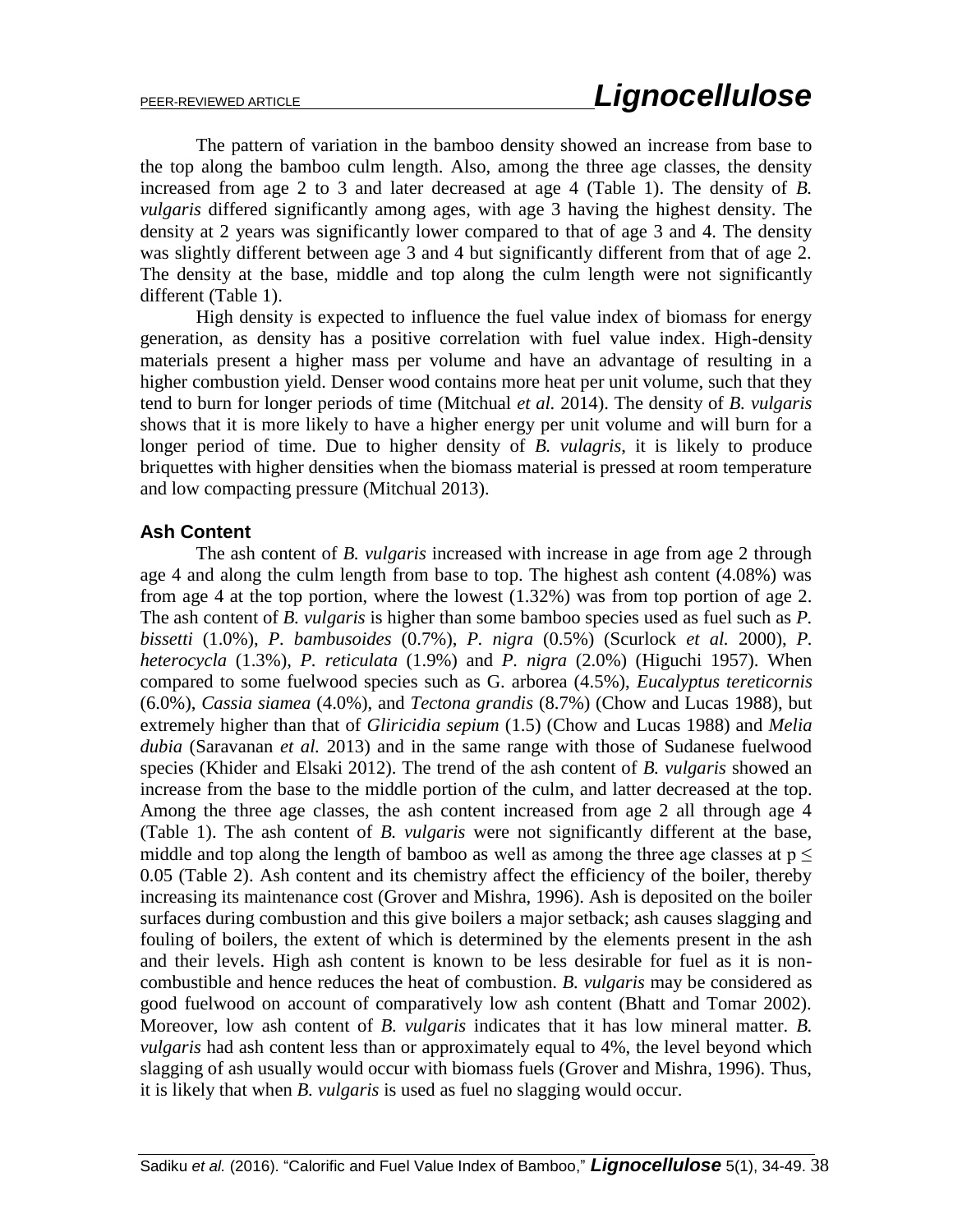The pattern of variation in the bamboo density showed an increase from base to the top along the bamboo culm length. Also, among the three age classes, the density increased from age 2 to 3 and later decreased at age 4 (Table 1). The density of *B. vulgaris* differed significantly among ages, with age 3 having the highest density. The density at 2 years was significantly lower compared to that of age 3 and 4. The density was slightly different between age 3 and 4 but significantly different from that of age 2. The density at the base, middle and top along the culm length were not significantly different (Table 1).

High density is expected to influence the fuel value index of biomass for energy generation, as density has a positive correlation with fuel value index. High-density materials present a higher mass per volume and have an advantage of resulting in a higher combustion yield. Denser wood contains more heat per unit volume, such that they tend to burn for longer periods of time (Mitchual *et al.* 2014). The density of *B. vulgaris* shows that it is more likely to have a higher energy per unit volume and will burn for a longer period of time. Due to higher density of *B. vulagris*, it is likely to produce briquettes with higher densities when the biomass material is pressed at room temperature and low compacting pressure (Mitchual 2013).

## Ash Content

The ash content of *B. vulgaris* increased with increase in age from age 2 through age 4 and along the culm length from base to top. The highest ash content (4.08%) was from age 4 at the top portion, where the lowest (1.32%) was from top portion of age 2. The ash content of *B. vulgaris* is higher than some bamboo species used as fuel such as *P. bissetti* (1.0%), *P. bambusoides* (0.7%), *P. nigra* (0.5%) (Scurlock *et al.* 2000), *P. heterocycla* (1.3%), *P. reticulata* (1.9%) and *P. nigra* (2.0%) (Higuchi 1957). When compared to some fuelwood species such as G. arborea (4.5%), *Eucalyptus tereticornis* (6.0%), *Cassia siamea* (4.0%), and *Tectona grandis* (8.7%) (Chow and Lucas 1988), but extremely higher than that of *Gliricidia sepium* (1.5) (Chow and Lucas 1988) and *Melia dubia* (Saravanan *et al.* 2013) and in the same range with those of Sudanese fuelwood species (Khider and Elsaki 2012). The trend of the ash content of *B. vulgaris* showed an increase from the base to the middle portion of the culm, and latter decreased at the top. Among the three age classes, the ash content increased from age 2 all through age 4 (Table 1). The ash content of *B. vulgaris* were not significantly different at the base, middle and top along the length of bamboo as well as among the three age classes at $p \leq 0.05$ (Table 2). Ash content and its chemistry affect the efficiency of the boiler, thereby increasing its maintenance cost (Grover and Mishra, 1996). Ash is deposited on the boiler surfaces during combustion and this give boilers a major setback; ash causes slagging and fouling of boilers, the extent of which is determined by the elements present in the ash and their levels. High ash content is known to be less desirable for fuel as it is non-combustible and hence reduces the heat of combustion. *B. vulgaris* may be considered as good fuelwood on account of comparatively low ash content (Bhatt and Tomar 2002). Moreover, low ash content of *B. vulgaris* indicates that it has low mineral matter. *B. vulgaris* had ash content less than or approximately equal to 4%, the level beyond which slagging of ash usually would occur with biomass fuels (Grover and Mishra, 1996). Thus, it is likely that when *B. vulgaris* is used as fuel no slagging would occur.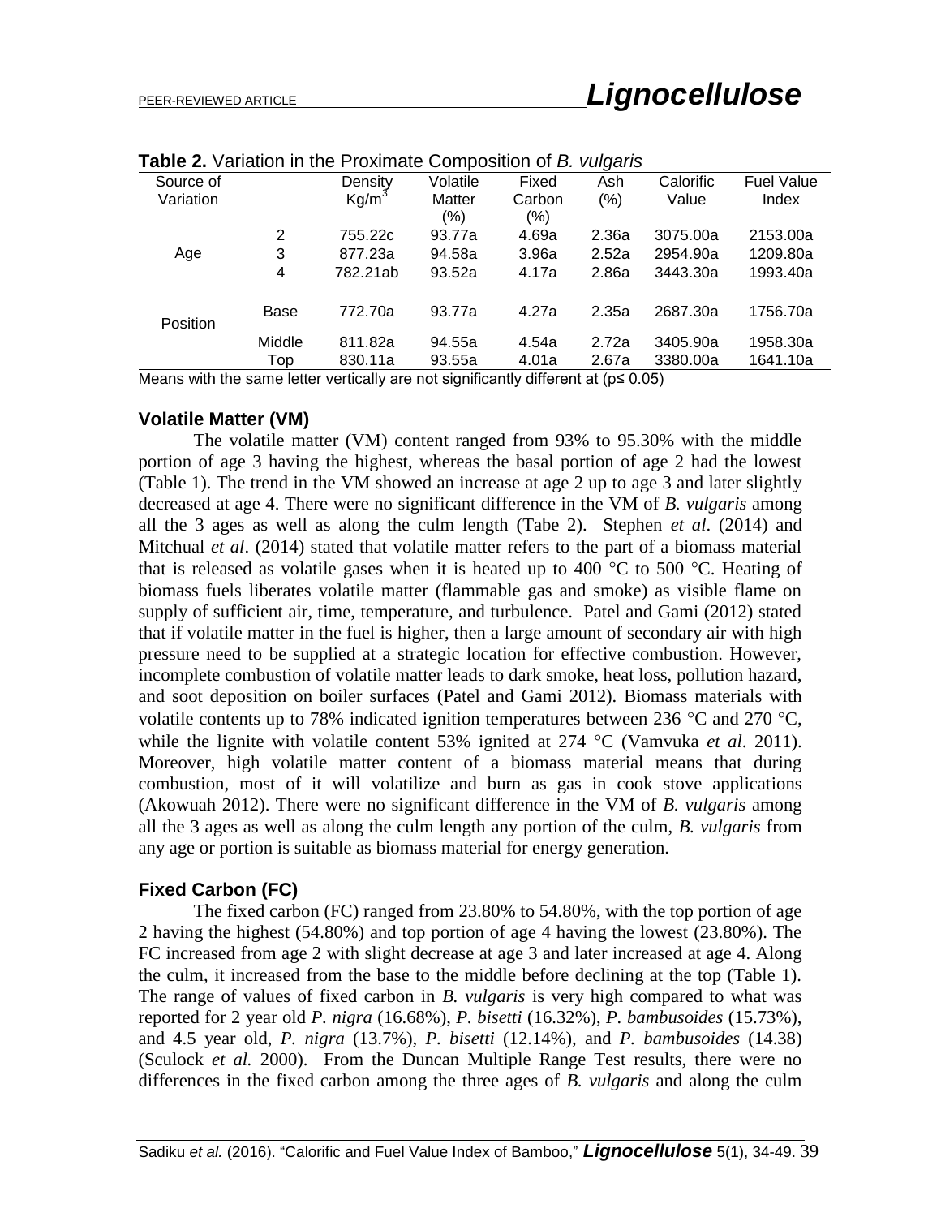**Table 2.** Variation in the Proximate Composition of *B. vulgaris*

| Source of Variation | | Density $Kg/m^3$ | Volatile Matter (%) | Fixed Carbon (%) | Ash (%) | Calorific Value | Fuel Value Index |
|---|---|---|---|---|---|---|---|
| Age | 2 | 755.22c | 93.77a | 4.69a | 2.36a | 3075.00a | 2153.00a |
| | 3 | 877.23a | 94.58a | 3.96a | 2.52a | 2954.90a | 1209.80a |
| | 4 | 782.21ab | 93.52a | 4.17a | 2.86a | 3443.30a | 1993.40a |
| Position | Base | 772.70a | 93.77a | 4.27a | 2.35a | 2687.30a | 1756.70a |
| | Middle | 811.82a | 94.55a | 4.54a | 2.72a | 3405.90a | 1958.30a |
| | Top | 830.11a | 93.55a | 4.01a | 2.67a | 3380.00a | 1641.10a |

Means with the same letter vertically are not significantly different at ($p \leq 0.05$)

## Volatile Matter (VM)

The volatile matter (VM) content ranged from 93% to 95.30% with the middle portion of age 3 having the highest, whereas the basal portion of age 2 had the lowest (Table 1). The trend in the VM showed an increase at age 2 up to age 3 and later slightly decreased at age 4. There were no significant difference in the VM of *B. vulgaris* among all the 3 ages as well as along the culm length (Tabe 2). Stephen *et al*. (2014) and Mitchual *et al*. (2014) stated that volatile matter refers to the part of a biomass material that is released as volatile gases when it is heated up to 400 °C to 500 °C. Heating of biomass fuels liberates volatile matter (flammable gas and smoke) as visible flame on supply of sufficient air, time, temperature, and turbulence. Patel and Gami (2012) stated that if volatile matter in the fuel is higher, then a large amount of secondary air with high pressure need to be supplied at a strategic location for effective combustion. However, incomplete combustion of volatile matter leads to dark smoke, heat loss, pollution hazard, and soot deposition on boiler surfaces (Patel and Gami 2012). Biomass materials with volatile contents up to 78% indicated ignition temperatures between 236 °C and 270 °C, while the lignite with volatile content 53% ignited at 274 °C (Vamvuka *et al*. 2011). Moreover, high volatile matter content of a biomass material means that during combustion, most of it will volatilize and burn as gas in cook stove applications (Akowuah 2012). There were no significant difference in the VM of *B. vulgaris* among all the 3 ages as well as along the culm length any portion of the culm, *B. vulgaris* from any age or portion is suitable as biomass material for energy generation.

## Fixed Carbon (FC)

The fixed carbon (FC) ranged from 23.80% to 54.80%, with the top portion of age 2 having the highest (54.80%) and top portion of age 4 having the lowest (23.80%). The FC increased from age 2 with slight decrease at age 3 and later increased at age 4. Along the culm, it increased from the base to the middle before declining at the top (Table 1). The range of values of fixed carbon in *B. vulgaris* is very high compared to what was reported for 2 year old *P. nigra* (16.68%), *P. bisetti* (16.32%), *P. bambusoides* (15.73%), and 4.5 year old, *P. nigra* (13.7%), *P. bisetti* (12.14%), and *P. bambusoides* (14.38) (Sculock *et al.* 2000). From the Duncan Multiple Range Test results, there were no differences in the fixed carbon among the three ages of *B. vulgaris* and along the culm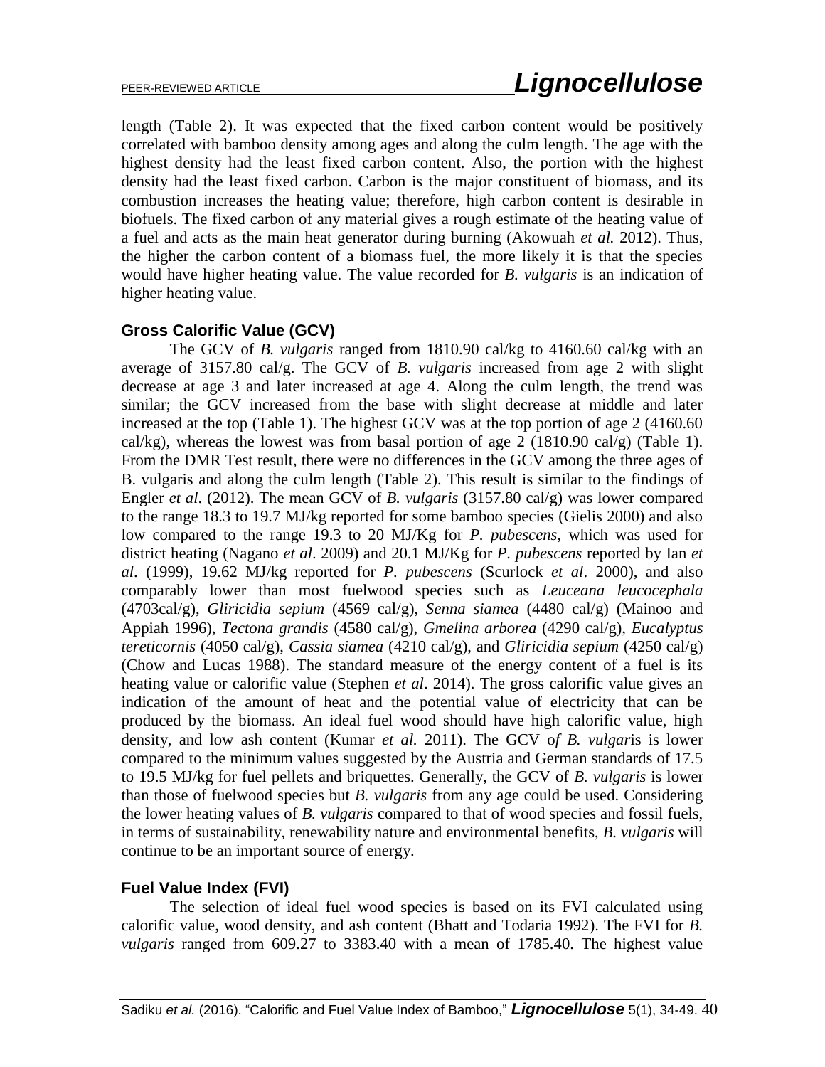length (Table 2). It was expected that the fixed carbon content would be positively correlated with bamboo density among ages and along the culm length. The age with the highest density had the least fixed carbon content. Also, the portion with the highest density had the least fixed carbon. Carbon is the major constituent of biomass, and its combustion increases the heating value; therefore, high carbon content is desirable in biofuels. The fixed carbon of any material gives a rough estimate of the heating value of a fuel and acts as the main heat generator during burning (Akowuah *et al.* 2012). Thus, the higher the carbon content of a biomass fuel, the more likely it is that the species would have higher heating value. The value recorded for *B. vulgaris* is an indication of higher heating value.

## Gross Calorific Value (GCV)

The GCV of *B. vulgaris* ranged from 1810.90 cal/kg to 4160.60 cal/kg with an average of 3157.80 cal/g. The GCV of *B. vulgaris* increased from age 2 with slight decrease at age 3 and later increased at age 4. Along the culm length, the trend was similar; the GCV increased from the base with slight decrease at middle and later increased at the top (Table 1). The highest GCV was at the top portion of age 2 (4160.60 cal/kg), whereas the lowest was from basal portion of age 2 (1810.90 cal/g) (Table 1). From the DMR Test result, there were no differences in the GCV among the three ages of B. vulgaris and along the culm length (Table 2). This result is similar to the findings of Engler *et al*. (2012). The mean GCV of *B. vulgaris* (3157.80 cal/g) was lower compared to the range 18.3 to 19.7 MJ/kg reported for some bamboo species (Gielis 2000) and also low compared to the range 19.3 to 20 MJ/Kg for *P. pubescens*, which was used for district heating (Nagano *et al*. 2009) and 20.1 MJ/Kg for *P. pubescens* reported by Ian *et al*. (1999), 19.62 MJ/kg reported for *P. pubescens* (Scurlock *et al*. 2000), and also comparably lower than most fuelwood species such as *Leuceana leucocephala* (4703cal/g), *Gliricidia sepium* (4569 cal/g), *Senna siamea* (4480 cal/g) (Mainoo and Appiah 1996), *Tectona grandis* (4580 cal/g), *Gmelina arborea* (4290 cal/g), *Eucalyptus tereticornis* (4050 cal/g), *Cassia siamea* (4210 cal/g), and *Gliricidia sepium* (4250 cal/g) (Chow and Lucas 1988). The standard measure of the energy content of a fuel is its heating value or calorific value (Stephen *et al*. 2014). The gross calorific value gives an indication of the amount of heat and the potential value of electricity that can be produced by the biomass. An ideal fuel wood should have high calorific value, high density, and low ash content (Kumar *et al.* 2011). The GCV of *B. vulgaris* is lower compared to the minimum values suggested by the Austria and German standards of 17.5 to 19.5 MJ/kg for fuel pellets and briquettes. Generally, the GCV of *B. vulgaris* is lower than those of fuelwood species but *B. vulgaris* from any age could be used. Considering the lower heating values of *B. vulgaris* compared to that of wood species and fossil fuels, in terms of sustainability, renewability nature and environmental benefits, *B. vulgaris* will continue to be an important source of energy.

## Fuel Value Index (FVI)

The selection of ideal fuel wood species is based on its FVI calculated using calorific value, wood density, and ash content (Bhatt and Todaria 1992). The FVI for *B. vulgaris* ranged from 609.27 to 3383.40 with a mean of 1785.40. The highest value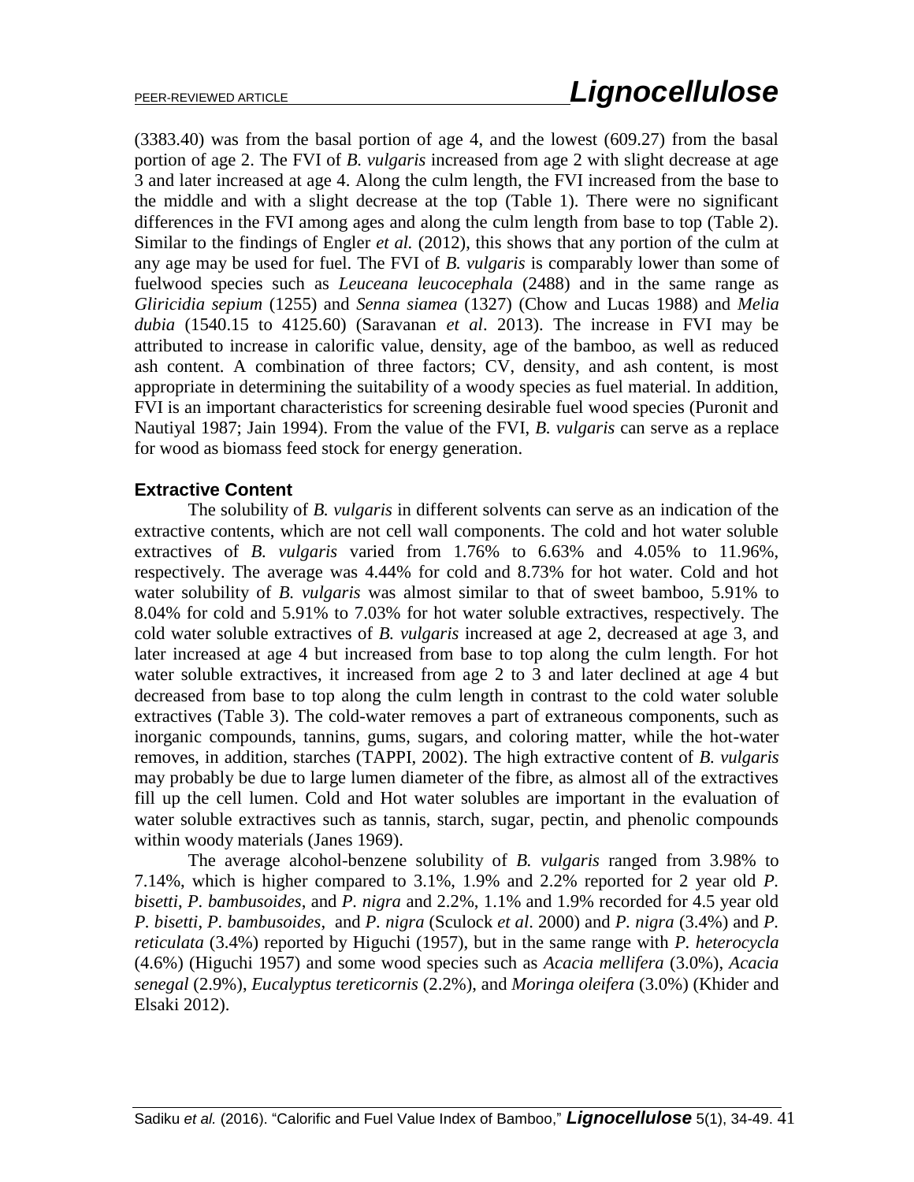(3383.40) was from the basal portion of age 4, and the lowest (609.27) from the basal portion of age 2. The FVI of *B. vulgaris* increased from age 2 with slight decrease at age 3 and later increased at age 4. Along the culm length, the FVI increased from the base to the middle and with a slight decrease at the top (Table 1). There were no significant differences in the FVI among ages and along the culm length from base to top (Table 2). Similar to the findings of Engler *et al.* (2012), this shows that any portion of the culm at any age may be used for fuel. The FVI of *B. vulgaris* is comparably lower than some of fuelwood species such as *Leuceana leucocephala* (2488) and in the same range as *Gliricidia sepium* (1255) and *Senna siamea* (1327) (Chow and Lucas 1988) and *Melia dubia* (1540.15 to 4125.60) (Saravanan *et al*. 2013). The increase in FVI may be attributed to increase in calorific value, density, age of the bamboo, as well as reduced ash content. A combination of three factors; CV, density, and ash content, is most appropriate in determining the suitability of a woody species as fuel material. In addition, FVI is an important characteristics for screening desirable fuel wood species (Puronit and Nautiyal 1987; Jain 1994). From the value of the FVI, *B. vulgaris* can serve as a replace for wood as biomass feed stock for energy generation.

## Extractive Content

The solubility of *B. vulgaris* in different solvents can serve as an indication of the extractive contents, which are not cell wall components. The cold and hot water soluble extractives of *B. vulgaris* varied from 1.76% to 6.63% and 4.05% to 11.96%, respectively. The average was 4.44% for cold and 8.73% for hot water. Cold and hot water solubility of *B. vulgaris* was almost similar to that of sweet bamboo, 5.91% to 8.04% for cold and 5.91% to 7.03% for hot water soluble extractives, respectively. The cold water soluble extractives of *B. vulgaris* increased at age 2, decreased at age 3, and later increased at age 4 but increased from base to top along the culm length. For hot water soluble extractives, it increased from age 2 to 3 and later declined at age 4 but decreased from base to top along the culm length in contrast to the cold water soluble extractives (Table 3). The cold-water removes a part of extraneous components, such as inorganic compounds, tannins, gums, sugars, and coloring matter, while the hot-water removes, in addition, starches (TAPPI, 2002). The high extractive content of *B. vulgaris* may probably be due to large lumen diameter of the fibre, as almost all of the extractives fill up the cell lumen. Cold and Hot water solubles are important in the evaluation of water soluble extractives such as tannis, starch, sugar, pectin, and phenolic compounds within woody materials (Janes 1969).

The average alcohol-benzene solubility of *B. vulgaris* ranged from 3.98% to 7.14%, which is higher compared to 3.1%, 1.9% and 2.2% reported for 2 year old *P. bisetti*, *P. bambusoides*, and *P. nigra* and 2.2%, 1.1% and 1.9% recorded for 4.5 year old *P. bisetti*, *P. bambusoides*, and *P. nigra* (Sculock *et al*. 2000) and *P. nigra* (3.4%) and *P. reticulata* (3.4%) reported by Higuchi (1957), but in the same range with *P. heterocycla* (4.6%) (Higuchi 1957) and some wood species such as *Acacia mellifera* (3.0%), *Acacia senegal* (2.9%), *Eucalyptus tereticornis* (2.2%), and *Moringa oleifera* (3.0%) (Khider and Elsaki 2012).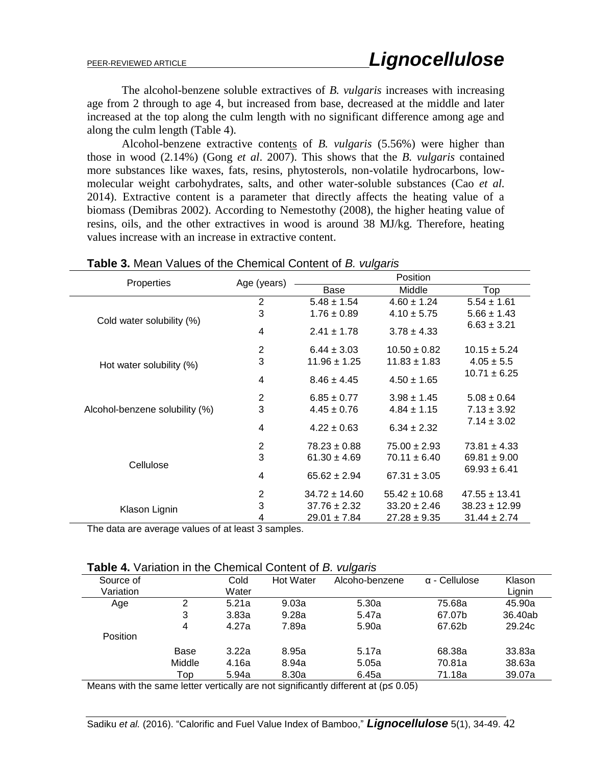The alcohol-benzene soluble extractives of *B. vulgaris* increases with increasing age from 2 through to age 4, but increased from base, decreased at the middle and later increased at the top along the culm length with no significant difference among age and along the culm length (Table 4).

Alcohol-benzene extractive contents of *B. vulgaris* (5.56%) were higher than those in wood (2.14%) (Gong *et al*. 2007). This shows that the *B. vulgaris* contained more substances like waxes, fats, resins, phytosterols, non-volatile hydrocarbons, low-molecular weight carbohydrates, salts, and other water-soluble substances (Cao *et al.* 2014). Extractive content is a parameter that directly affects the heating value of a biomass (Demibras 2002). According to Nemestothy (2008), the higher heating value of resins, oils, and the other extractives in wood is around 38 MJ/kg. Therefore, heating values increase with an increase in extractive content.

**Table 3.** Mean Values of the Chemical Content of *B. vulgaris*

| Properties | Age (years) | Position | | |
|---|---|---|---|---|
| | | Base | Middle | Top |
| Cold water solubility (%) | 2 | 5.48 ± 1.54 | 4.60 ± 1.24 | 5.54 ± 1.61 |
| | 3 | 1.76 ± 0.89 | 4.10 ± 5.75 | 5.66 ± 1.43 |
| | 4 | 2.41 ± 1.78 | 3.78 ± 4.33 | 6.63 ± 3.21 |
| Hot water solubility (%) | 2 | 6.44 ± 3.03 | 10.50 ± 0.82 | 10.15 ± 5.24 |
| | 3 | 11.96 ± 1.25 | 11.83 ± 1.83 | 4.05 ± 5.5 |
| | 4 | 8.46 ± 4.45 | 4.50 ± 1.65 | 10.71 ± 6.25 |
| Alcohol-benzene solubility (%) | 2 | 6.85 ± 0.77 | 3.98 ± 1.45 | 5.08 ± 0.64 |
| | 3 | 4.45 ± 0.76 | 4.84 ± 1.15 | 7.13 ± 3.92 |
| | 4 | 4.22 ± 0.63 | 6.34 ± 2.32 | 7.14 ± 3.02 |
| Cellulose | 2 | 78.23 ± 0.88 | 75.00 ± 2.93 | 73.81 ± 4.33 |
| | 3 | 61.30 ± 4.69 | 70.11 ± 6.40 | 69.81 ± 9.00 |
| | 4 | 65.62 ± 2.94 | 67.31 ± 3.05 | 69.93 ± 6.41 |
| Klason Lignin | 2 | 34.72 ± 14.60 | 55.42 ± 10.68 | 47.55 ± 13.41 |
| | 3 | 37.76 ± 2.32 | 33.20 ± 2.46 | 38.23 ± 12.99 |
| | 4 | 29.01 ± 7.84 | 27.28 ± 9.35 | 31.44 ± 2.74 |

The data are average values of at least 3 samples.

**Table 4.** Variation in the Chemical Content of *B. vulgaris*

| Source of Variation | | Cold Water | Hot Water | Alcoho-benzene | α - Cellulose | Klason Lignin |
|---|---|---|---|---|---|---|
| Age | 2 | 5.21a | 9.03a | 5.30a | 75.68a | 45.90a |
| | 3 | 3.83a | 9.28a | 5.47a | 67.07b | 36.40ab |
| | 4 | 4.27a | 7.89a | 5.90a | 67.62b | 29.24c |
| Position | | | | | | |
| | Base | 3.22a | 8.95a | 5.17a | 68.38a | 33.83a |
| | Middle | 4.16a | 8.94a | 5.05a | 70.81a | 38.63a |
| | Top | 5.94a | 8.30a | 6.45a | 71.18a | 39.07a |

Means with the same letter vertically are not significantly different at ($p \leq 0.05$)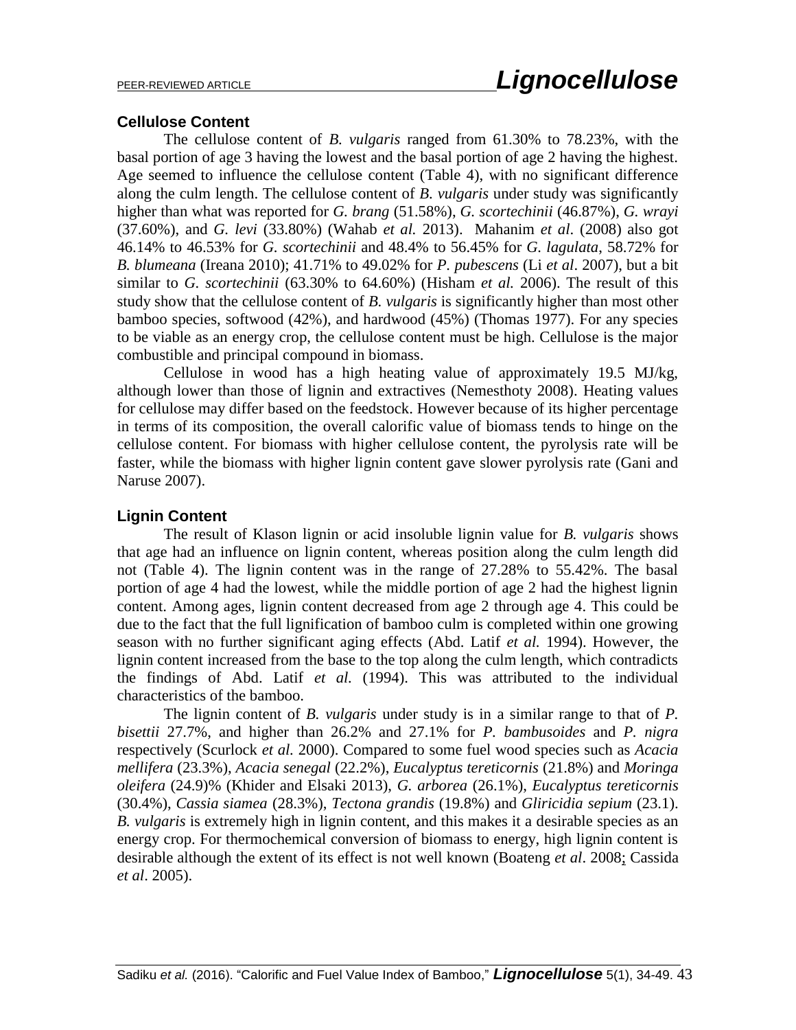### Cellulose Content

The cellulose content of *B. vulgaris* ranged from 61.30% to 78.23%, with the basal portion of age 3 having the lowest and the basal portion of age 2 having the highest. Age seemed to influence the cellulose content (Table 4), with no significant difference along the culm length. The cellulose content of *B. vulgaris* under study was significantly higher than what was reported for *G. brang* (51.58%), *G. scortechinii* (46.87%), *G. wrayi* (37.60%), and *G. levi* (33.80%) (Wahab *et al.* 2013). Mahanim *et al*. (2008) also got 46.14% to 46.53% for *G. scortechinii* and 48.4% to 56.45% for *G. lagulata*, 58.72% for *B. blumeana* (Ireana 2010); 41.71% to 49.02% for *P*. *pubescens* (Li *et al*. 2007), but a bit similar to *G. scortechinii* (63.30% to 64.60%) (Hisham *et al.* 2006). The result of this study show that the cellulose content of *B. vulgaris* is significantly higher than most other bamboo species, softwood (42%), and hardwood (45%) (Thomas 1977). For any species to be viable as an energy crop, the cellulose content must be high. Cellulose is the major combustible and principal compound in biomass.

Cellulose in wood has a high heating value of approximately 19.5 MJ/kg, although lower than those of lignin and extractives (Nemesthoty 2008). Heating values for cellulose may differ based on the feedstock. However because of its higher percentage in terms of its composition, the overall calorific value of biomass tends to hinge on the cellulose content. For biomass with higher cellulose content, the pyrolysis rate will be faster, while the biomass with higher lignin content gave slower pyrolysis rate (Gani and Naruse 2007).

### Lignin Content

The result of Klason lignin or acid insoluble lignin value for *B. vulgaris* shows that age had an influence on lignin content, whereas position along the culm length did not (Table 4). The lignin content was in the range of 27.28% to 55.42%. The basal portion of age 4 had the lowest, while the middle portion of age 2 had the highest lignin content. Among ages, lignin content decreased from age 2 through age 4. This could be due to the fact that the full lignification of bamboo culm is completed within one growing season with no further significant aging effects (Abd. Latif *et al.* 1994). However, the lignin content increased from the base to the top along the culm length, which contradicts the findings of Abd. Latif *et al.* (1994). This was attributed to the individual characteristics of the bamboo.

The lignin content of *B. vulgaris* under study is in a similar range to that of *P. bisettii* 27.7%, and higher than 26.2% and 27.1% for *P. bambusoides* and *P. nigra* respectively (Scurlock *et al.* 2000). Compared to some fuel wood species such as *Acacia mellifera* (23.3%), *Acacia senegal* (22.2%), *Eucalyptus tereticornis* (21.8%) and *Moringa oleifera* (24.9)% (Khider and Elsaki 2013), *G. arborea* (26.1%), *Eucalyptus tereticornis* (30.4%), *Cassia siamea* (28.3%), *Tectona grandis* (19.8%) and *Gliricidia sepium* (23.1). *B. vulgaris* is extremely high in lignin content, and this makes it a desirable species as an energy crop. For thermochemical conversion of biomass to energy, high lignin content is desirable although the extent of its effect is not well known (Boateng *et al*. 2008; Cassida *et al*. 2005).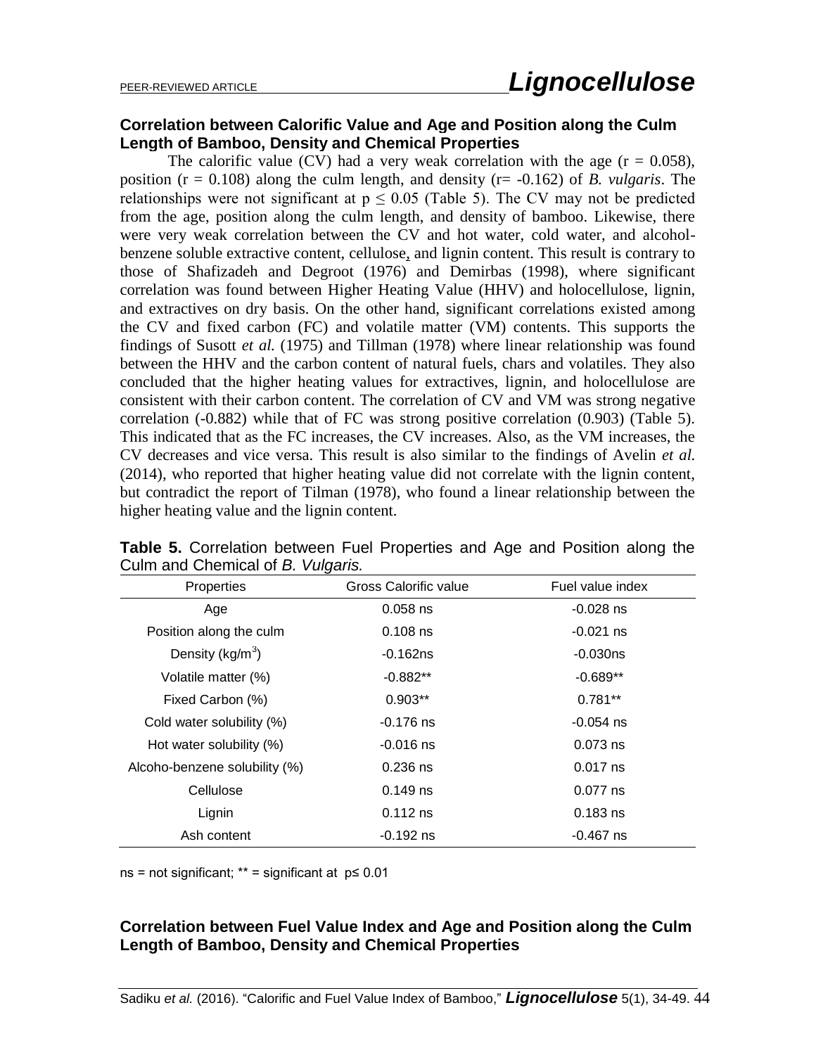## Correlation between Calorific Value and Age and Position along the Culm Length of Bamboo, Density and Chemical Properties

The calorific value (CV) had a very weak correlation with the age ($r = 0.058$), position ($r = 0.108$) along the culm length, and density ($r = -0.162$) of *B. vulgaris*. The relationships were not significant at $p \leq 0.05$ (Table 5). The CV may not be predicted from the age, position along the culm length, and density of bamboo. Likewise, there were very weak correlation between the CV and hot water, cold water, and alcohol-benzene soluble extractive content, cellulose, and lignin content. This result is contrary to those of Shafizadeh and Degroot (1976) and Demirbas (1998), where significant correlation was found between Higher Heating Value (HHV) and holocellulose, lignin, and extractives on dry basis. On the other hand, significant correlations existed among the CV and fixed carbon (FC) and volatile matter (VM) contents. This supports the findings of Susott *et al.* (1975) and Tillman (1978) where linear relationship was found between the HHV and the carbon content of natural fuels, chars and volatiles. They also concluded that the higher heating values for extractives, lignin, and holocellulose are consistent with their carbon content. The correlation of CV and VM was strong negative correlation (-0.882) while that of FC was strong positive correlation (0.903) (Table 5). This indicated that as the FC increases, the CV increases. Also, as the VM increases, the CV decreases and vice versa. This result is also similar to the findings of Avelin *et al.* (2014), who reported that higher heating value did not correlate with the lignin content, but contradict the report of Tilman (1978), who found a linear relationship between the higher heating value and the lignin content.

**Table 5.** Correlation between Fuel Properties and Age and Position along the Culm and Chemical of *B. Vulgaris.*

| Properties | Gross Calorific value | Fuel value index |
|---|---|---|
| Age | 0.058 ns | -0.028 ns |
| Position along the culm | 0.108 ns | -0.021 ns |
| Density (kg/m$^3$) | -0.162ns | -0.030ns |
| Volatile matter (%) | -0.882** | -0.689** |
| Fixed Carbon (%) | 0.903** | 0.781** |
| Cold water solubility (%) | -0.176 ns | -0.054 ns |
| Hot water solubility (%) | -0.016 ns | 0.073 ns |
| Alcoho-benzene solubility (%) | 0.236 ns | 0.017 ns |
| Cellulose | 0.149 ns | 0.077 ns |
| Lignin | 0.112 ns | 0.183 ns |
| Ash content | -0.192 ns | -0.467 ns |

ns = not significant; ** = significant at $p \leq 0.01$

## Correlation between Fuel Value Index and Age and Position along the Culm Length of Bamboo, Density and Chemical Properties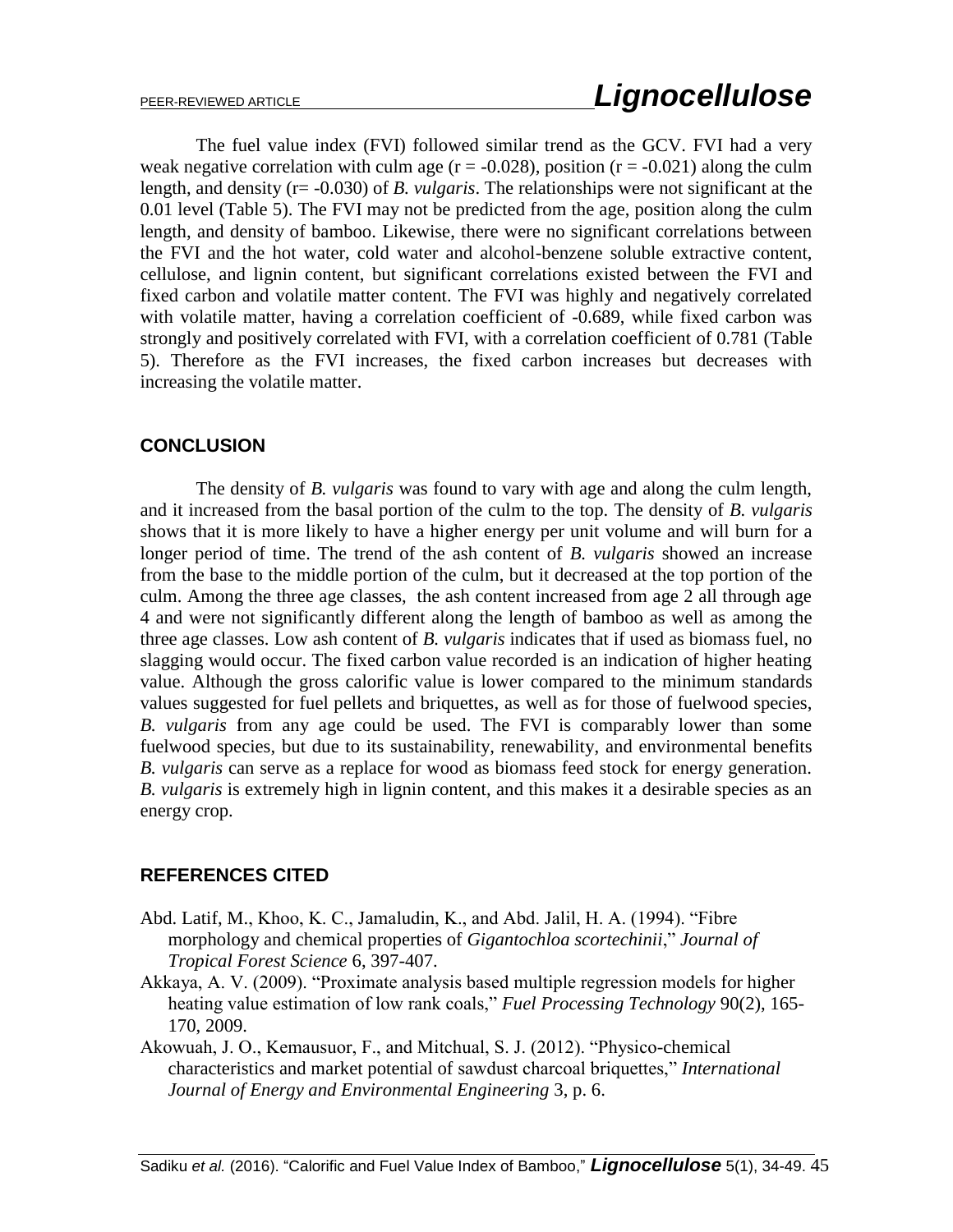The fuel value index (FVI) followed similar trend as the GCV. FVI had a very weak negative correlation with culm age ($r = -0.028$), position ($r = -0.021$) along the culm length, and density ($r = -0.030$) of *B. vulgaris*. The relationships were not significant at the 0.01 level (Table 5). The FVI may not be predicted from the age, position along the culm length, and density of bamboo. Likewise, there were no significant correlations between the FVI and the hot water, cold water and alcohol-benzene soluble extractive content, cellulose, and lignin content, but significant correlations existed between the FVI and fixed carbon and volatile matter content. The FVI was highly and negatively correlated with volatile matter, having a correlation coefficient of -0.689, while fixed carbon was strongly and positively correlated with FVI, with a correlation coefficient of 0.781 (Table 5). Therefore as the FVI increases, the fixed carbon increases but decreases with increasing the volatile matter.

## CONCLUSION

The density of *B. vulgaris* was found to vary with age and along the culm length, and it increased from the basal portion of the culm to the top. The density of *B. vulgaris* shows that it is more likely to have a higher energy per unit volume and will burn for a longer period of time. The trend of the ash content of *B. vulgaris* showed an increase from the base to the middle portion of the culm, but it decreased at the top portion of the culm. Among the three age classes, the ash content increased from age 2 all through age 4 and were not significantly different along the length of bamboo as well as among the three age classes. Low ash content of *B. vulgaris* indicates that if used as biomass fuel, no slagging would occur. The fixed carbon value recorded is an indication of higher heating value. Although the gross calorific value is lower compared to the minimum standards values suggested for fuel pellets and briquettes, as well as for those of fuelwood species, *B. vulgaris* from any age could be used. The FVI is comparably lower than some fuelwood species, but due to its sustainability, renewability, and environmental benefits *B. vulgaris* can serve as a replace for wood as biomass feed stock for energy generation. *B. vulgaris* is extremely high in lignin content, and this makes it a desirable species as an energy crop.

## REFERENCES CITED

Abd. Latif, M., Khoo, K. C., Jamaludin, K., and Abd. Jalil, H. A. (1994). "Fibre morphology and chemical properties of *Gigantochloa scortechinii*," *Journal of Tropical Forest Science* 6, 397-407.

Akkaya, A. V. (2009). "Proximate analysis based multiple regression models for higher heating value estimation of low rank coals," *Fuel Processing Technology* 90(2), 165-170, 2009.

Akowuah, J. O., Kemausuor, F., and Mitchual, S. J. (2012). "Physico-chemical characteristics and market potential of sawdust charcoal briquettes," *International Journal of Energy and Environmental Engineering* 3, p. 6.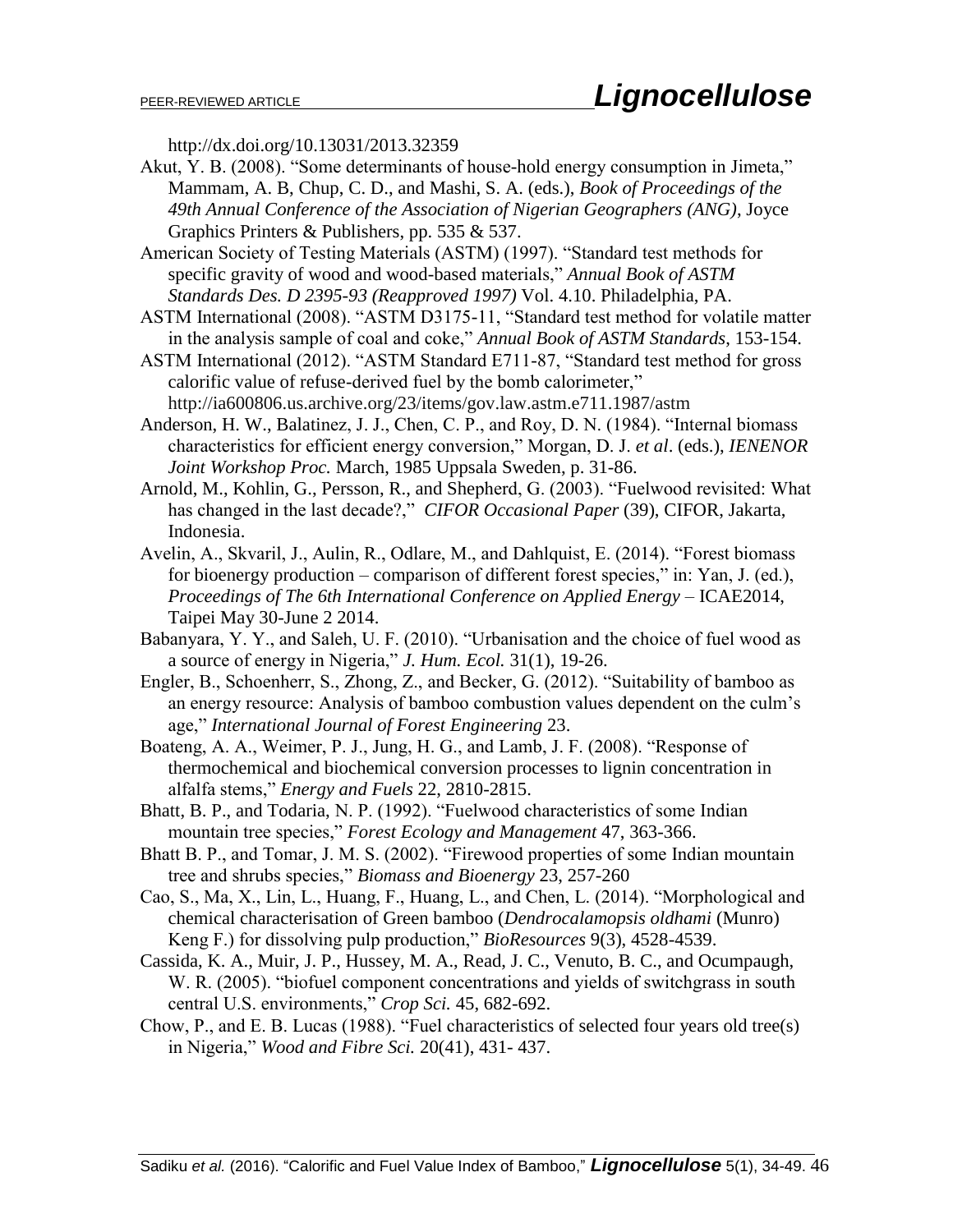http://dx.doi.org/10.13031/2013.32359

Akut, Y. B. (2008). "Some determinants of house-hold energy consumption in Jimeta," Mammam, A. B, Chup, C. D., and Mashi, S. A. (eds.), *Book of Proceedings of the 49th Annual Conference of the Association of Nigerian Geographers (ANG)*, Joyce Graphics Printers & Publishers, pp. 535 & 537.

American Society of Testing Materials (ASTM) (1997). "Standard test methods for specific gravity of wood and wood-based materials," *Annual Book of ASTM Standards Des. D 2395-93 (Reapproved 1997)* Vol. 4.10. Philadelphia, PA.

ASTM International (2008). "ASTM D3175-11, "Standard test method for volatile matter in the analysis sample of coal and coke," *Annual Book of ASTM Standards*, 153-154.

ASTM International (2012). "ASTM Standard E711-87, "Standard test method for gross calorific value of refuse-derived fuel by the bomb calorimeter," http://ia600806.us.archive.org/23/items/gov.law.astm.e711.1987/astm

Anderson, H. W., Balatinez, J. J., Chen, C. P., and Roy, D. N. (1984). "Internal biomass characteristics for efficient energy conversion," Morgan, D. J. *et al*. (eds.), *IENENOR Joint Workshop Proc.* March, 1985 Uppsala Sweden, p. 31-86.

Arnold, M., Kohlin, G., Persson, R., and Shepherd, G. (2003). "Fuelwood revisited: What has changed in the last decade?," *CIFOR Occasional Paper* (39), CIFOR, Jakarta, Indonesia.

Avelin, A., Skvaril, J., Aulin, R., Odlare, M., and Dahlquist, E. (2014). "Forest biomass for bioenergy production – comparison of different forest species," in: Yan, J. (ed.), *Proceedings of The 6th International Conference on Applied Energy* – ICAE2014, Taipei May 30-June 2 2014.

Babanyara, Y. Y., and Saleh, U. F. (2010). "Urbanisation and the choice of fuel wood as a source of energy in Nigeria," *J. Hum. Ecol.* 31(1), 19-26.

Engler, B., Schoenherr, S., Zhong, Z., and Becker, G. (2012). "Suitability of bamboo as an energy resource: Analysis of bamboo combustion values dependent on the culm's age," *International Journal of Forest Engineering* 23.

Boateng, A. A., Weimer, P. J., Jung, H. G., and Lamb, J. F. (2008). "Response of thermochemical and biochemical conversion processes to lignin concentration in alfalfa stems," *Energy and Fuels* 22, 2810-2815.

Bhatt, B. P., and Todaria, N. P. (1992). "Fuelwood characteristics of some Indian mountain tree species," *Forest Ecology and Management* 47, 363-366.

Bhatt B. P., and Tomar, J. M. S. (2002). "Firewood properties of some Indian mountain tree and shrubs species," *Biomass and Bioenergy* 23, 257-260

Cao, S., Ma, X., Lin, L., Huang, F., Huang, L., and Chen, L. (2014). "Morphological and chemical characterisation of Green bamboo (*Dendrocalamopsis oldhami* (Munro) Keng F.) for dissolving pulp production," *BioResources* 9(3), 4528-4539.

Cassida, K. A., Muir, J. P., Hussey, M. A., Read, J. C., Venuto, B. C., and Ocumpaugh, W. R. (2005). "biofuel component concentrations and yields of switchgrass in south central U.S. environments," *Crop Sci.* 45, 682-692.

Chow, P., and E. B. Lucas (1988). "Fuel characteristics of selected four years old tree(s) in Nigeria," *Wood and Fibre Sci.* 20(41), 431- 437.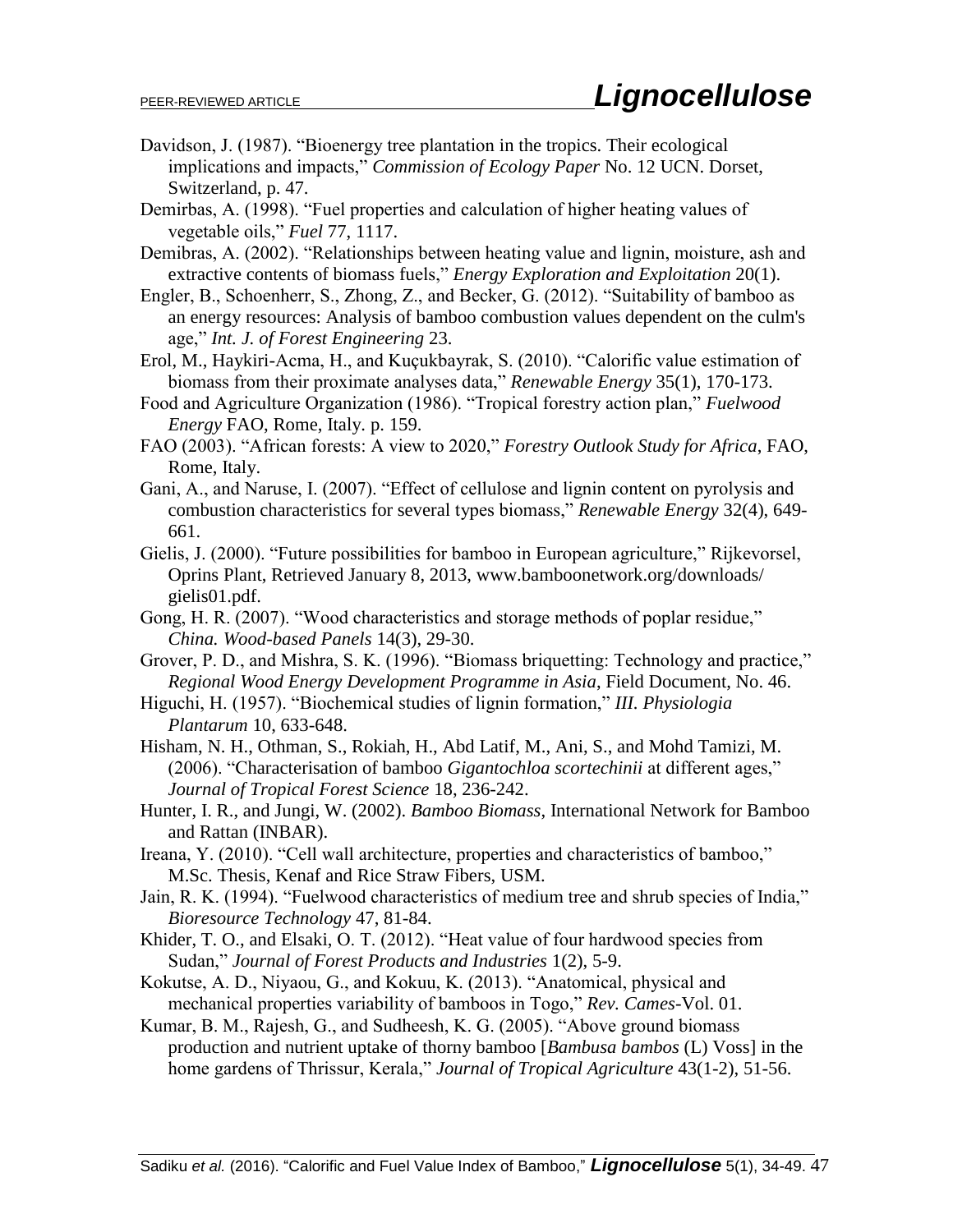Davidson, J. (1987). "Bioenergy tree plantation in the tropics. Their ecological implications and impacts," *Commission of Ecology Paper* No. 12 UCN. Dorset, Switzerland, p. 47.

Demirbas, A. (1998). "Fuel properties and calculation of higher heating values of vegetable oils," *Fuel* 77, 1117.

Demibras, A. (2002). "Relationships between heating value and lignin, moisture, ash and extractive contents of biomass fuels," *Energy Exploration and Exploitation* 20(1).

Engler, B., Schoenherr, S., Zhong, Z., and Becker, G. (2012). "Suitability of bamboo as an energy resources: Analysis of bamboo combustion values dependent on the culm's age," *Int. J. of Forest Engineering* 23.

Erol, M., Haykiri-Acma, H., and Kuçukbayrak, S. (2010). "Calorific value estimation of biomass from their proximate analyses data," *Renewable Energy* 35(1), 170-173.

Food and Agriculture Organization (1986). "Tropical forestry action plan," *Fuelwood Energy* FAO, Rome, Italy. p. 159.

FAO (2003). "African forests: A view to 2020," *Forestry Outlook Study for Africa*, FAO, Rome, Italy.

Gani, A., and Naruse, I. (2007). "Effect of cellulose and lignin content on pyrolysis and combustion characteristics for several types biomass," *Renewable Energy* 32(4), 649-661.

Gielis, J. (2000). "Future possibilities for bamboo in European agriculture," Rijkevorsel, Oprins Plant, Retrieved January 8, 2013, www.bamboonetwork.org/downloads/gielis01.pdf.

Gong, H. R. (2007). "Wood characteristics and storage methods of poplar residue," *China. Wood-based Panels* 14(3), 29-30.

Grover, P. D., and Mishra, S. K. (1996). "Biomass briquetting: Technology and practice," *Regional Wood Energy Development Programme in Asia*, Field Document, No. 46.

Higuchi, H. (1957). "Biochemical studies of lignin formation," *III. Physiologia Plantarum* 10, 633-648.

Hisham, N. H., Othman, S., Rokiah, H., Abd Latif, M., Ani, S., and Mohd Tamizi, M. (2006). "Characterisation of bamboo *Gigantochloa scortechinii* at different ages," *Journal of Tropical Forest Science* 18, 236-242.

Hunter, I. R., and Jungi, W. (2002). *Bamboo Biomass*, International Network for Bamboo and Rattan (INBAR).

Ireana, Y. (2010). "Cell wall architecture, properties and characteristics of bamboo," M.Sc. Thesis, Kenaf and Rice Straw Fibers, USM.

Jain, R. K. (1994). "Fuelwood characteristics of medium tree and shrub species of India," *Bioresource Technology* 47, 81-84.

Khider, T. O., and Elsaki, O. T. (2012). "Heat value of four hardwood species from Sudan," *Journal of Forest Products and Industries* 1(2), 5-9.

Kokutse, A. D., Niyaou, G., and Kokuu, K. (2013). "Anatomical, physical and mechanical properties variability of bamboos in Togo," *Rev. Cames*-Vol. 01.

Kumar, B. M., Rajesh, G., and Sudheesh, K. G. (2005). "Above ground biomass production and nutrient uptake of thorny bamboo [*Bambusa bambos* (L) Voss] in the home gardens of Thrissur, Kerala," *Journal of Tropical Agriculture* 43(1-2), 51-56.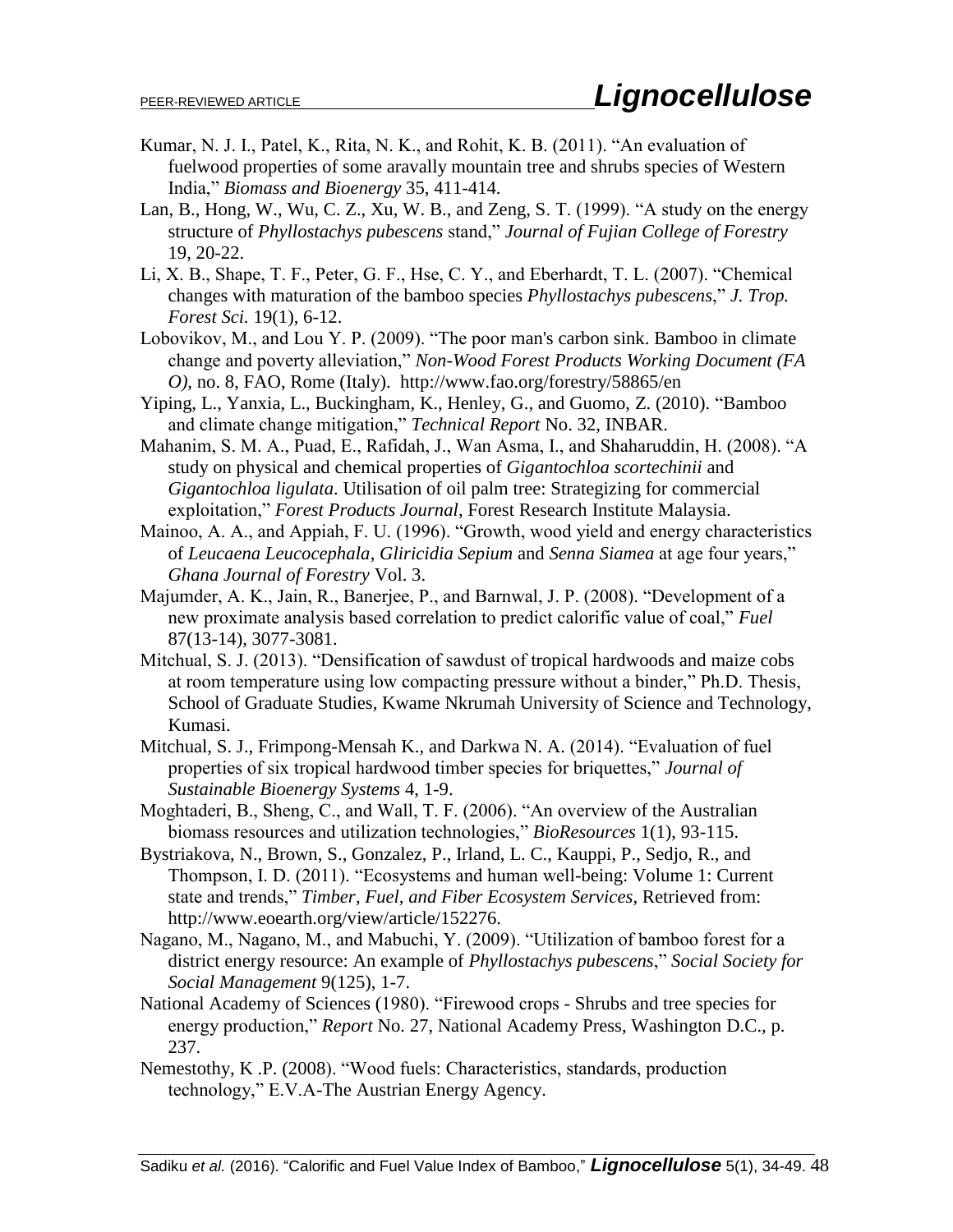Kumar, N. J. I., Patel, K., Rita, N. K., and Rohit, K. B. (2011). "An evaluation of fuelwood properties of some aravally mountain tree and shrubs species of Western India," *Biomass and Bioenergy* 35, 411-414.

Lan, B., Hong, W., Wu, C. Z., Xu, W. B., and Zeng, S. T. (1999). "A study on the energy structure of *Phyllostachys pubescens* stand," *Journal of Fujian College of Forestry* 19, 20-22.

Li, X. B., Shape, T. F., Peter, G. F., Hse, C. Y., and Eberhardt, T. L. (2007). "Chemical changes with maturation of the bamboo species *Phyllostachys pubescens*," *J. Trop. Forest Sci.* 19(1), 6-12.

Lobovikov, M., and Lou Y. P. (2009). "The poor man's carbon sink. Bamboo in climate change and poverty alleviation," *Non-Wood Forest Products Working Document (FA O)*, no. 8, FAO, Rome (Italy). http://www.fao.org/forestry/58865/en

Yiping, L., Yanxia, L., Buckingham, K., Henley, G., and Guomo, Z. (2010). "Bamboo and climate change mitigation," *Technical Report* No. 32, INBAR.

Mahanim, S. M. A., Puad, E., Rafidah, J., Wan Asma, I., and Shaharuddin, H. (2008). "A study on physical and chemical properties of *Gigantochloa scortechinii* and *Gigantochloa ligulata*. Utilisation of oil palm tree: Strategizing for commercial exploitation," *Forest Products Journal*, Forest Research Institute Malaysia.

Mainoo, A. A., and Appiah, F. U. (1996). "Growth, wood yield and energy characteristics of *Leucaena Leucocephala*, *Gliricidia Sepium* and *Senna Siamea* at age four years," *Ghana Journal of Forestry* Vol. 3.

Majumder, A. K., Jain, R., Banerjee, P., and Barnwal, J. P. (2008). "Development of a new proximate analysis based correlation to predict calorific value of coal," *Fuel* 87(13-14), 3077-3081.

Mitchual, S. J. (2013). "Densification of sawdust of tropical hardwoods and maize cobs at room temperature using low compacting pressure without a binder," Ph.D. Thesis, School of Graduate Studies, Kwame Nkrumah University of Science and Technology, Kumasi.

Mitchual, S. J., Frimpong-Mensah K., and Darkwa N. A. (2014). "Evaluation of fuel properties of six tropical hardwood timber species for briquettes," *Journal of Sustainable Bioenergy Systems* 4, 1-9.

Moghtaderi, B., Sheng, C., and Wall, T. F. (2006). "An overview of the Australian biomass resources and utilization technologies," *BioResources* 1(1), 93-115.

Bystriakova, N., Brown, S., Gonzalez, P., Irland, L. C., Kauppi, P., Sedjo, R., and Thompson, I. D. (2011). "Ecosystems and human well-being: Volume 1: Current state and trends," *Timber, Fuel, and Fiber Ecosystem Services*, Retrieved from: http://www.eoearth.org/view/article/152276.

Nagano, M., Nagano, M., and Mabuchi, Y. (2009). "Utilization of bamboo forest for a district energy resource: An example of *Phyllostachys pubescens*," *Social Society for Social Management* 9(125), 1-7.

National Academy of Sciences (1980). "Firewood crops - Shrubs and tree species for energy production," *Report* No. 27, National Academy Press, Washington D.C., p. 237.

Nemestothy, K .P. (2008). "Wood fuels: Characteristics, standards, production technology," E.V.A-The Austrian Energy Agency.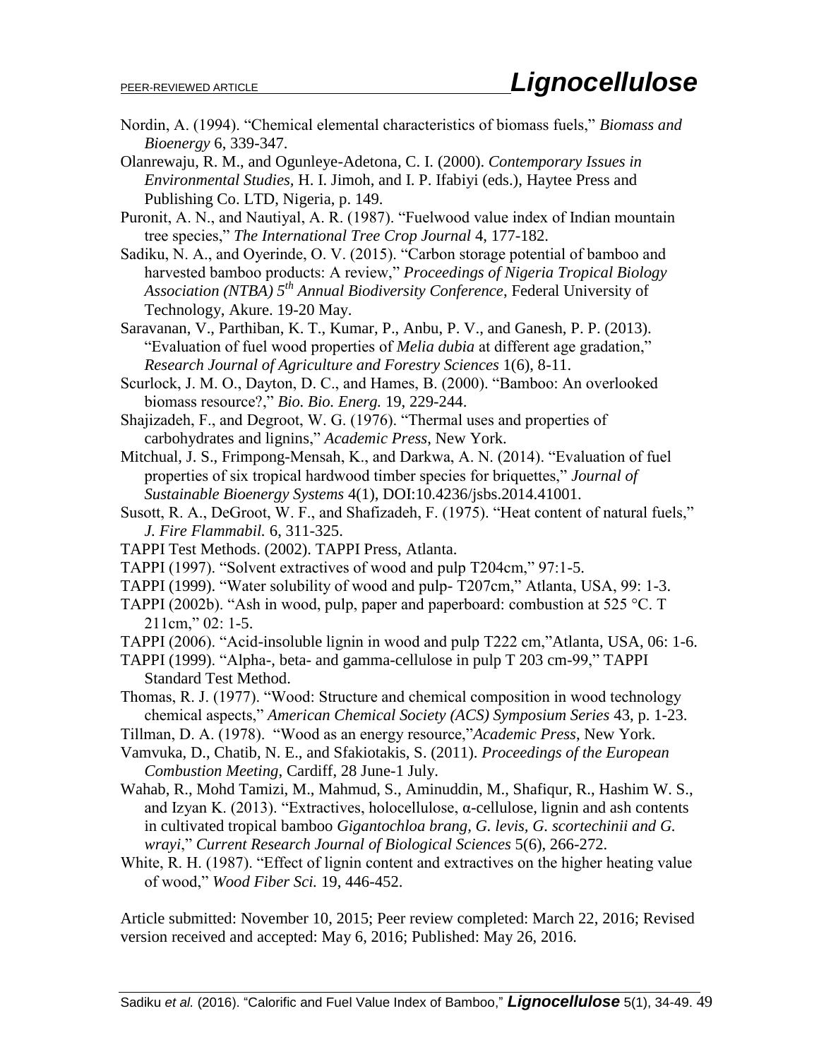Nordin, A. (1994). "Chemical elemental characteristics of biomass fuels," *Biomass and Bioenergy* 6, 339-347.

Olanrewaju, R. M., and Ogunleye-Adetona, C. I. (2000). *Contemporary Issues in Environmental Studies,* H. I. Jimoh, and I. P. Ifabiyi (eds.), Haytee Press and Publishing Co. LTD, Nigeria, p. 149.

Puronit, A. N., and Nautiyal, A. R. (1987). "Fuelwood value index of Indian mountain tree species," *The International Tree Crop Journal* 4, 177-182.

Sadiku, N. A., and Oyerinde, O. V. (2015). "Carbon storage potential of bamboo and harvested bamboo products: A review," *Proceedings of Nigeria Tropical Biology Association (NTBA) 5th Annual Biodiversity Conference*, Federal University of Technology, Akure. 19-20 May.

Saravanan, V., Parthiban, K. T., Kumar, P., Anbu, P. V., and Ganesh, P. P. (2013). "Evaluation of fuel wood properties of *Melia dubia* at different age gradation," *Research Journal of Agriculture and Forestry Sciences* 1(6), 8-11.

Scurlock, J. M. O., Dayton, D. C., and Hames, B. (2000). "Bamboo: An overlooked biomass resource?," *Bio. Bio. Energ.* 19, 229-244.

Shajizadeh, F., and Degroot, W. G. (1976). "Thermal uses and properties of carbohydrates and lignins," *Academic Press*, New York.

Mitchual, J. S., Frimpong-Mensah, K., and Darkwa, A. N. (2014). "Evaluation of fuel properties of six tropical hardwood timber species for briquettes," *Journal of Sustainable Bioenergy Systems* 4(1), DOI:10.4236/jsbs.2014.41001.

Susott, R. A., DeGroot, W. F., and Shafizadeh, F. (1975). "Heat content of natural fuels," *J. Fire Flammabil.* 6, 311-325.

TAPPI Test Methods. (2002). TAPPI Press, Atlanta.

TAPPI (1997). "Solvent extractives of wood and pulp T204cm," 97:1-5.

TAPPI (1999). "Water solubility of wood and pulp- T207cm," Atlanta, USA, 99: 1-3.

TAPPI (2002b). "Ash in wood, pulp, paper and paperboard: combustion at 525 °C. T 211cm," 02: 1-5.

TAPPI (2006). "Acid-insoluble lignin in wood and pulp T222 cm,"Atlanta, USA, 06: 1-6.

TAPPI (1999). "Alpha-, beta- and gamma-cellulose in pulp T 203 cm-99," TAPPI Standard Test Method.

Thomas, R. J. (1977). "Wood: Structure and chemical composition in wood technology chemical aspects," *American Chemical Society (ACS) Symposium Series* 43, p. 1-23.

Tillman, D. A. (1978). "Wood as an energy resource,"*Academic Press*, New York.

Vamvuka, D., Chatib, N. E., and Sfakiotakis, S. (2011). *Proceedings of the European Combustion Meeting*, Cardiff, 28 June-1 July.

Wahab, R., Mohd Tamizi, M., Mahmud, S., Aminuddin, M., Shafiqur, R., Hashim W. S., and Izyan K. (2013). "Extractives, holocellulose, α-cellulose, lignin and ash contents in cultivated tropical bamboo *Gigantochloa brang, G. levis, G. scortechinii and G. wrayi*," *Current Research Journal of Biological Sciences* 5(6), 266-272.

White, R. H. (1987). "Effect of lignin content and extractives on the higher heating value of wood," *Wood Fiber Sci.* 19, 446-452.

Article submitted: November 10, 2015; Peer review completed: March 22, 2016; Revised version received and accepted: May 6, 2016; Published: May 26, 2016.